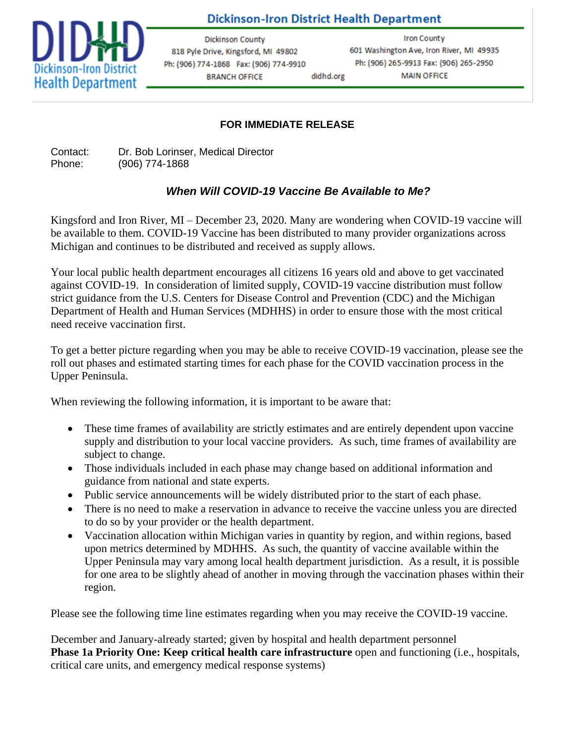# Dickinson-Iron District Health Department

Dickinson County
818 Pyle Drive, Kingsford, MI 49802
Ph: (906) 774-1868 Fax: (906) 774-9910
BRANCH OFFICE

didhd.org

Iron County
601 Washington Ave, Iron River, MI 49935
Ph: (906) 265-9913 Fax: (906) 265-2950
MAIN OFFICE

**FOR IMMEDIATE RELEASE**

Contact: Dr. Bob Lorinser, Medical Director
Phone: (906) 774-1868

## *When Will COVID-19 Vaccine Be Available to Me?*

Kingsford and Iron River, MI – December 23, 2020. Many are wondering when COVID-19 vaccine will be available to them. COVID-19 Vaccine has been distributed to many provider organizations across Michigan and continues to be distributed and received as supply allows.

Your local public health department encourages all citizens 16 years old and above to get vaccinated against COVID-19. In consideration of limited supply, COVID-19 vaccine distribution must follow strict guidance from the U.S. Centers for Disease Control and Prevention (CDC) and the Michigan Department of Health and Human Services (MDHHS) in order to ensure those with the most critical need receive vaccination first.

To get a better picture regarding when you may be able to receive COVID-19 vaccination, please see the roll out phases and estimated starting times for each phase for the COVID vaccination process in the Upper Peninsula.

When reviewing the following information, it is important to be aware that:

- These time frames of availability are strictly estimates and are entirely dependent upon vaccine supply and distribution to your local vaccine providers. As such, time frames of availability are subject to change.
- Those individuals included in each phase may change based on additional information and guidance from national and state experts.
- Public service announcements will be widely distributed prior to the start of each phase.
- There is no need to make a reservation in advance to receive the vaccine unless you are directed to do so by your provider or the health department.
- Vaccination allocation within Michigan varies in quantity by region, and within regions, based upon metrics determined by MDHHS. As such, the quantity of vaccine available within the Upper Peninsula may vary among local health department jurisdiction. As a result, it is possible for one area to be slightly ahead of another in moving through the vaccination phases within their region.

Please see the following time line estimates regarding when you may receive the COVID-19 vaccine.

December and January-already started; given by hospital and health department personnel
**Phase 1a Priority One: Keep critical health care infrastructure** open and functioning (i.e., hospitals, critical care units, and emergency medical response systems)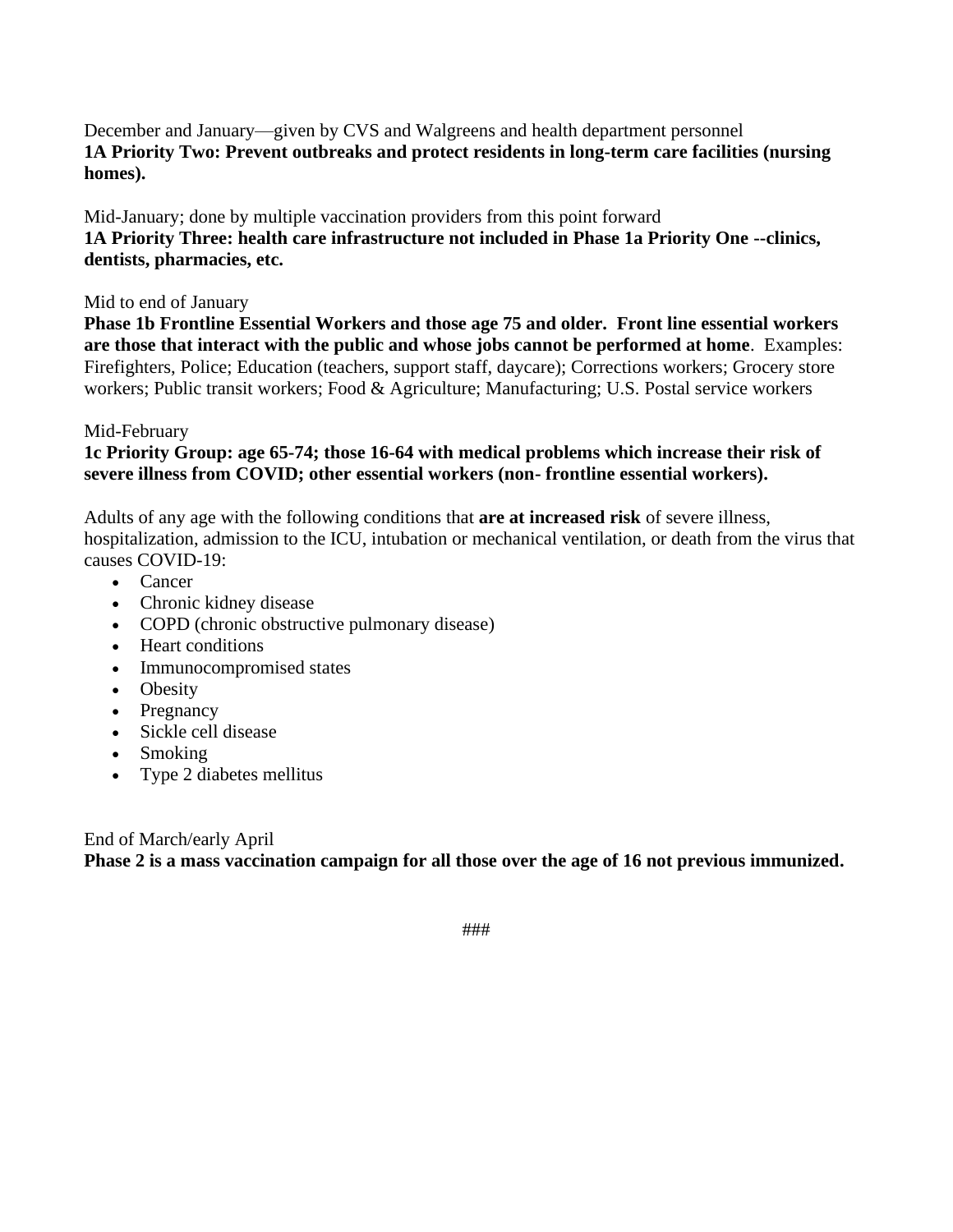December and January—given by CVS and Walgreens and health department personnel
**1A Priority Two: Prevent outbreaks and protect residents in long-term care facilities (nursing homes).**

Mid-January; done by multiple vaccination providers from this point forward
**1A Priority Three: health care infrastructure not included in Phase 1a Priority One --clinics, dentists, pharmacies, etc.**

Mid to end of January
**Phase 1b Frontline Essential Workers and those age 75 and older. Front line essential workers are those that interact with the public and whose jobs cannot be performed at home**. Examples: Firefighters, Police; Education (teachers, support staff, daycare); Corrections workers; Grocery store workers; Public transit workers; Food & Agriculture; Manufacturing; U.S. Postal service workers

Mid-February
**1c Priority Group: age 65-74; those 16-64 with medical problems which increase their risk of severe illness from COVID; other essential workers (non- frontline essential workers).**

Adults of any age with the following conditions that **are at increased risk** of severe illness, hospitalization, admission to the ICU, intubation or mechanical ventilation, or death from the virus that causes COVID-19:

- Cancer
- Chronic kidney disease
- COPD (chronic obstructive pulmonary disease)
- Heart conditions
- Immunocompromised states
- Obesity
- Pregnancy
- Sickle cell disease
- Smoking
- Type 2 diabetes mellitus

End of March/early April
**Phase 2 is a mass vaccination campaign for all those over the age of 16 not previous immunized.**

###